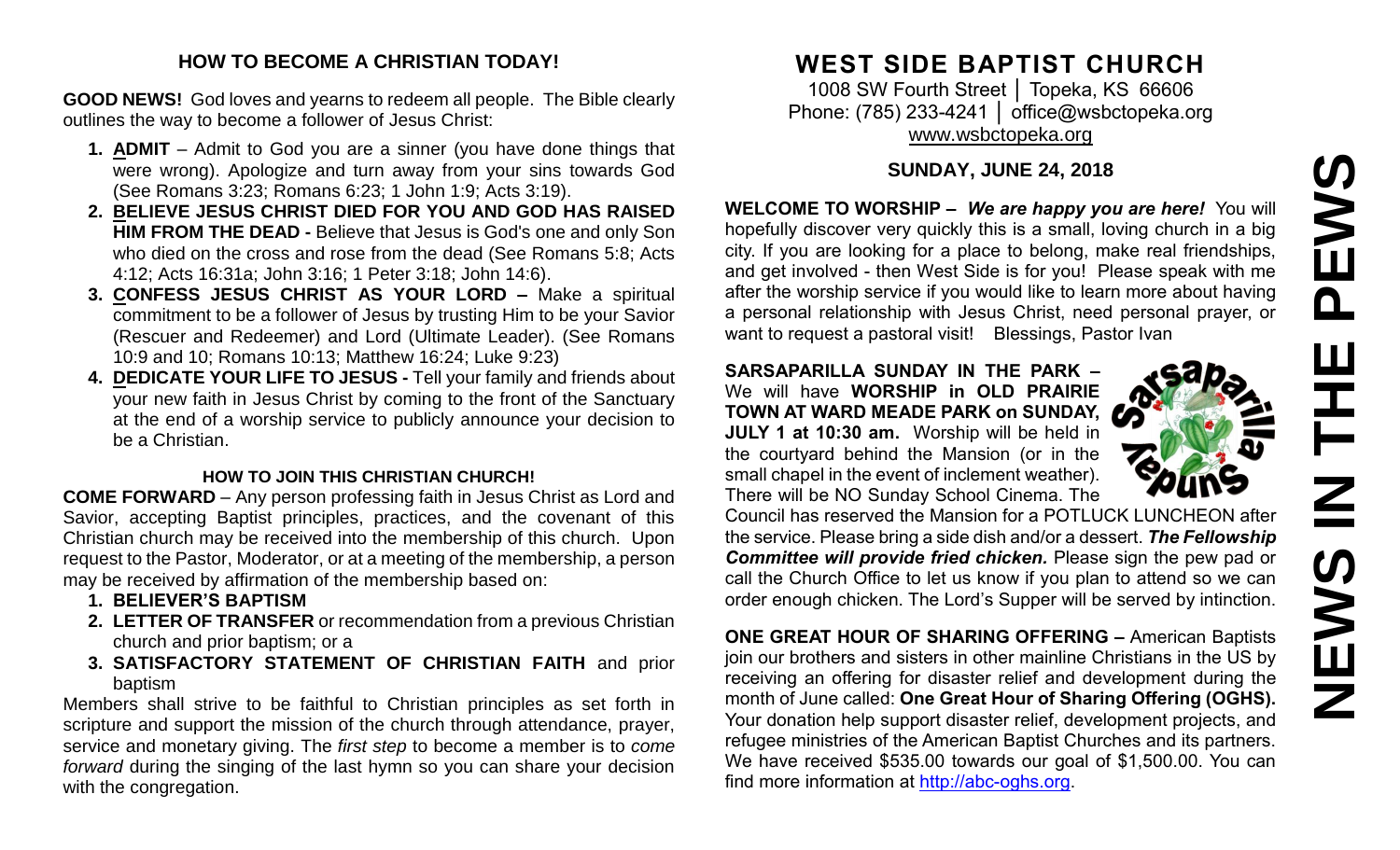## HOW TO BECOME A CHRISTIAN TODAY!

**GOOD NEWS!** God loves and yearns to redeem all people. The Bible clearly outlines the way to become a follower of Jesus Christ:

1. **ADMIT** – Admit to God you are a sinner (you have done things that were wrong). Apologize and turn away from your sins towards God (See Romans 3:23; Romans 6:23; 1 John 1:9; Acts 3:19).
2. **BELIEVE JESUS CHRIST DIED FOR YOU AND GOD HAS RAISED HIM FROM THE DEAD -** Believe that Jesus is God's one and only Son who died on the cross and rose from the dead (See Romans 5:8; Acts 4:12; Acts 16:31a; John 3:16; 1 Peter 3:18; John 14:6).
3. **CONFESS JESUS CHRIST AS YOUR LORD –** Make a spiritual commitment to be a follower of Jesus by trusting Him to be your Savior (Rescuer and Redeemer) and Lord (Ultimate Leader). (See Romans 10:9 and 10; Romans 10:13; Matthew 16:24; Luke 9:23)
4. **DEDICATE YOUR LIFE TO JESUS -** Tell your family and friends about your new faith in Jesus Christ by coming to the front of the Sanctuary at the end of a worship service to publicly announce your decision to be a Christian.

### HOW TO JOIN THIS CHRISTIAN CHURCH!

**COME FORWARD** – Any person professing faith in Jesus Christ as Lord and Savior, accepting Baptist principles, practices, and the covenant of this Christian church may be received into the membership of this church. Upon request to the Pastor, Moderator, or at a meeting of the membership, a person may be received by affirmation of the membership based on:

1. **BELIEVER'S BAPTISM**
2. **LETTER OF TRANSFER** or recommendation from a previous Christian church and prior baptism; or a
3. **SATISFACTORY STATEMENT OF CHRISTIAN FAITH** and prior baptism

Members shall strive to be faithful to Christian principles as set forth in scripture and support the mission of the church through attendance, prayer, service and monetary giving. The *first step* to become a member is to *come forward* during the singing of the last hymn so you can share your decision with the congregation.

# WEST SIDE BAPTIST CHURCH

1008 SW Fourth Street │ Topeka, KS 66606
Phone: (785) 233-4241 │ office@wsbctopeka.org
www.wsbctopeka.org

# NEWS IN THE PEWS

## SUNDAY, JUNE 24, 2018

**WELCOME TO WORSHIP –** ***We are happy you are here!*** You will hopefully discover very quickly this is a small, loving church in a big city. If you are looking for a place to belong, make real friendships, and get involved - then West Side is for you! Please speak with me after the worship service if you would like to learn more about having a personal relationship with Jesus Christ, need personal prayer, or want to request a pastoral visit! Blessings, Pastor Ivan

**SARSAPARILLA SUNDAY IN THE PARK –** We will have **WORSHIP in OLD PRAIRIE TOWN AT WARD MEADE PARK on SUNDAY, JULY 1 at 10:30 am.** Worship will be held in the courtyard behind the Mansion (or in the small chapel in the event of inclement weather). There will be NO Sunday School Cinema. The Council has reserved the Mansion for a POTLUCK LUNCHEON after the service. Please bring a side dish and/or a dessert. ***The Fellowship Committee will provide fried chicken.*** Please sign the pew pad or call the Church Office to let us know if you plan to attend so we can order enough chicken. The Lord's Supper will be served by intinction.

**ONE GREAT HOUR OF SHARING OFFERING –** American Baptists join our brothers and sisters in other mainline Christians in the US by receiving an offering for disaster relief and development during the month of June called: **One Great Hour of Sharing Offering (OGHS).** Your donation help support disaster relief, development projects, and refugee ministries of the American Baptist Churches and its partners. We have received $535.00 towards our goal of $1,500.00. You can find more information at http://abc-oghs.org.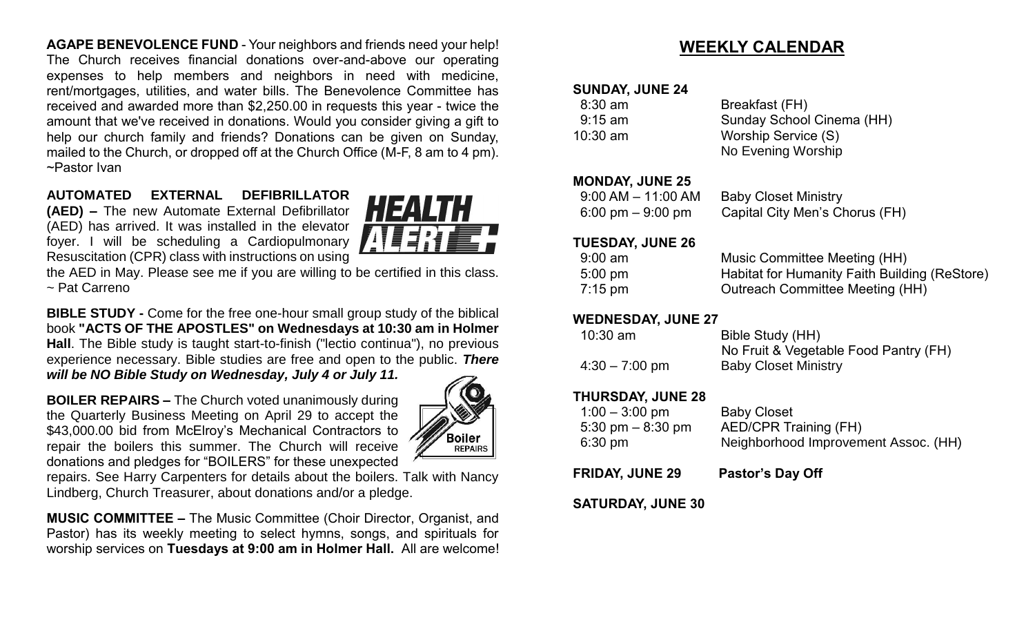**AGAPE BENEVOLENCE FUND** - Your neighbors and friends need your help! The Church receives financial donations over-and-above our operating expenses to help members and neighbors in need with medicine, rent/mortgages, utilities, and water bills. The Benevolence Committee has received and awarded more than $2,250.00 in requests this year - twice the amount that we've received in donations. Would you consider giving a gift to help our church family and friends? Donations can be given on Sunday, mailed to the Church, or dropped off at the Church Office (M-F, 8 am to 4 pm). ~Pastor Ivan

**AUTOMATED EXTERNAL DEFIBRILLATOR (AED) –** The new Automate External Defibrillator (AED) has arrived. It was installed in the elevator foyer. I will be scheduling a Cardiopulmonary Resuscitation (CPR) class with instructions on using the AED in May. Please see me if you are willing to be certified in this class. ~ Pat Carreno

**BIBLE STUDY -** Come for the free one-hour small group study of the biblical book **"ACTS OF THE APOSTLES" on Wednesdays at 10:30 am in Holmer Hall**. The Bible study is taught start-to-finish ("lectio continua"), no previous experience necessary. Bible studies are free and open to the public. ***There will be NO Bible Study on Wednesday, July 4 or July 11.***

**BOILER REPAIRS –** The Church voted unanimously during the Quarterly Business Meeting on April 29 to accept the $43,000.00 bid from McElroy's Mechanical Contractors to repair the boilers this summer. The Church will receive donations and pledges for "BOILERS" for these unexpected repairs. See Harry Carpenters for details about the boilers. Talk with Nancy Lindberg, Church Treasurer, about donations and/or a pledge.

**MUSIC COMMITTEE –** The Music Committee (Choir Director, Organist, and Pastor) has its weekly meeting to select hymns, songs, and spirituals for worship services on **Tuesdays at 9:00 am in Holmer Hall.** All are welcome!

## WEEKLY CALENDAR

**SUNDAY, JUNE 24**

| | |
|---|---|
| 8:30 am | Breakfast (FH) |
| 9:15 am | Sunday School Cinema (HH) |
| 10:30 am | Worship Service (S) |
| | No Evening Worship |

**MONDAY, JUNE 25**

| | |
|---|---|
| 9:00 AM – 11:00 AM | Baby Closet Ministry |
| 6:00 pm – 9:00 pm | Capital City Men's Chorus (FH) |

**TUESDAY, JUNE 26**

| | |
|---|---|
| 9:00 am | Music Committee Meeting (HH) |
| 5:00 pm | Habitat for Humanity Faith Building (ReStore) |
| 7:15 pm | Outreach Committee Meeting (HH) |

**WEDNESDAY, JUNE 27**

| | |
|---|---|
| 10:30 am | Bible Study (HH) |
| | No Fruit & Vegetable Food Pantry (FH) |
| 4:30 – 7:00 pm | Baby Closet Ministry |

**THURSDAY, JUNE 28**

| | |
|---|---|
| 1:00 – 3:00 pm | Baby Closet |
| 5:30 pm – 8:30 pm | AED/CPR Training (FH) |
| 6:30 pm | Neighborhood Improvement Assoc. (HH) |

**FRIDAY, JUNE 29** **Pastor's Day Off**

**SATURDAY, JUNE 30**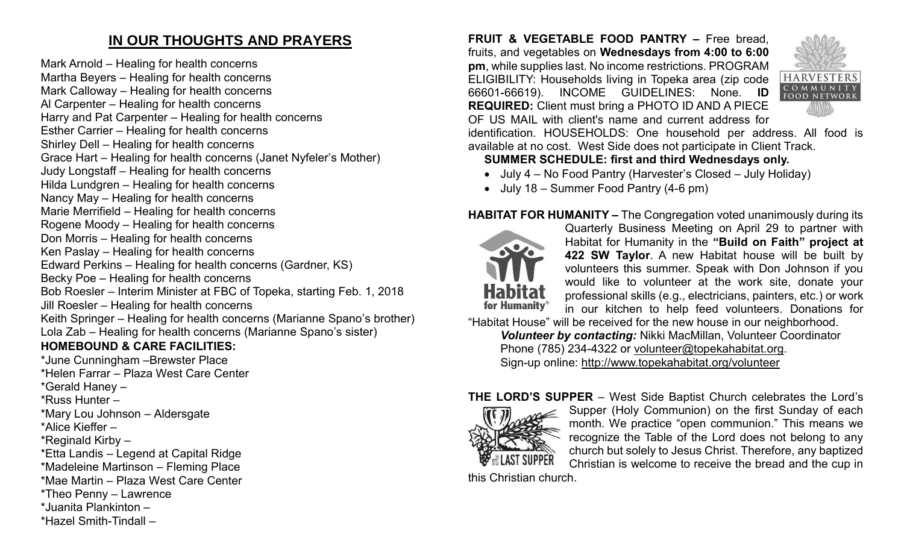## IN OUR THOUGHTS AND PRAYERS

Mark Arnold – Healing for health concerns
Martha Beyers – Healing for health concerns
Mark Calloway – Healing for health concerns
Al Carpenter – Healing for health concerns
Harry and Pat Carpenter – Healing for health concerns
Esther Carrier – Healing for health concerns
Shirley Dell – Healing for health concerns
Grace Hart – Healing for health concerns (Janet Nyfeler's Mother)
Judy Longstaff – Healing for health concerns
Hilda Lundgren – Healing for health concerns
Nancy May – Healing for health concerns
Marie Merrifield – Healing for health concerns
Rogene Moody – Healing for health concerns
Don Morris – Healing for health concerns
Ken Paslay – Healing for health concerns
Edward Perkins – Healing for health concerns (Gardner, KS)
Becky Poe – Healing for health concerns
Bob Roesler – Interim Minister at FBC of Topeka, starting Feb. 1, 2018
Jill Roesler – Healing for health concerns
Keith Springer – Healing for health concerns (Marianne Spano's brother)
Lola Zab – Healing for health concerns (Marianne Spano's sister)

**HOMEBOUND & CARE FACILITIES:**

*June Cunningham –Brewster Place
*Helen Farrar – Plaza West Care Center
*Gerald Haney –
*Russ Hunter –
*Mary Lou Johnson – Aldersgate
*Alice Kieffer –
*Reginald Kirby –
*Etta Landis – Legend at Capital Ridge
*Madeleine Martinson – Fleming Place
*Mae Martin – Plaza West Care Center
*Theo Penny – Lawrence
*Juanita Plankinton –
*Hazel Smith-Tindall –

**FRUIT & VEGETABLE FOOD PANTRY –** Free bread, fruits, and vegetables on **Wednesdays from 4:00 to 6:00 pm**, while supplies last. No income restrictions. PROGRAM ELIGIBILITY: Households living in Topeka area (zip code 66601-66619). INCOME GUIDELINES: None. **ID REQUIRED:** Client must bring a PHOTO ID AND A PIECE OF US MAIL with client's name and current address for identification. HOUSEHOLDS: One household per address. All food is available at no cost. West Side does not participate in Client Track.

**SUMMER SCHEDULE: first and third Wednesdays only.**

- July 4 – No Food Pantry (Harvester's Closed – July Holiday)
- July 18 – Summer Food Pantry (4-6 pm)

**HABITAT FOR HUMANITY –** The Congregation voted unanimously during its Quarterly Business Meeting on April 29 to partner with Habitat for Humanity in the **"Build on Faith" project at 422 SW Taylor**. A new Habitat house will be built by volunteers this summer. Speak with Don Johnson if you would like to volunteer at the work site, donate your professional skills (e.g., electricians, painters, etc.) or work in our kitchen to help feed volunteers. Donations for "Habitat House" will be received for the new house in our neighborhood.

***Volunteer by contacting:*** Nikki MacMillan, Volunteer Coordinator
Phone (785) 234-4322 or volunteer@topekahabitat.org.
Sign-up online: http://www.topekahabitat.org/volunteer

**THE LORD'S SUPPER** – West Side Baptist Church celebrates the Lord's Supper (Holy Communion) on the first Sunday of each month. We practice "open communion." This means we recognize the Table of the Lord does not belong to any church but solely to Jesus Christ. Therefore, any baptized Christian is welcome to receive the bread and the cup in this Christian church.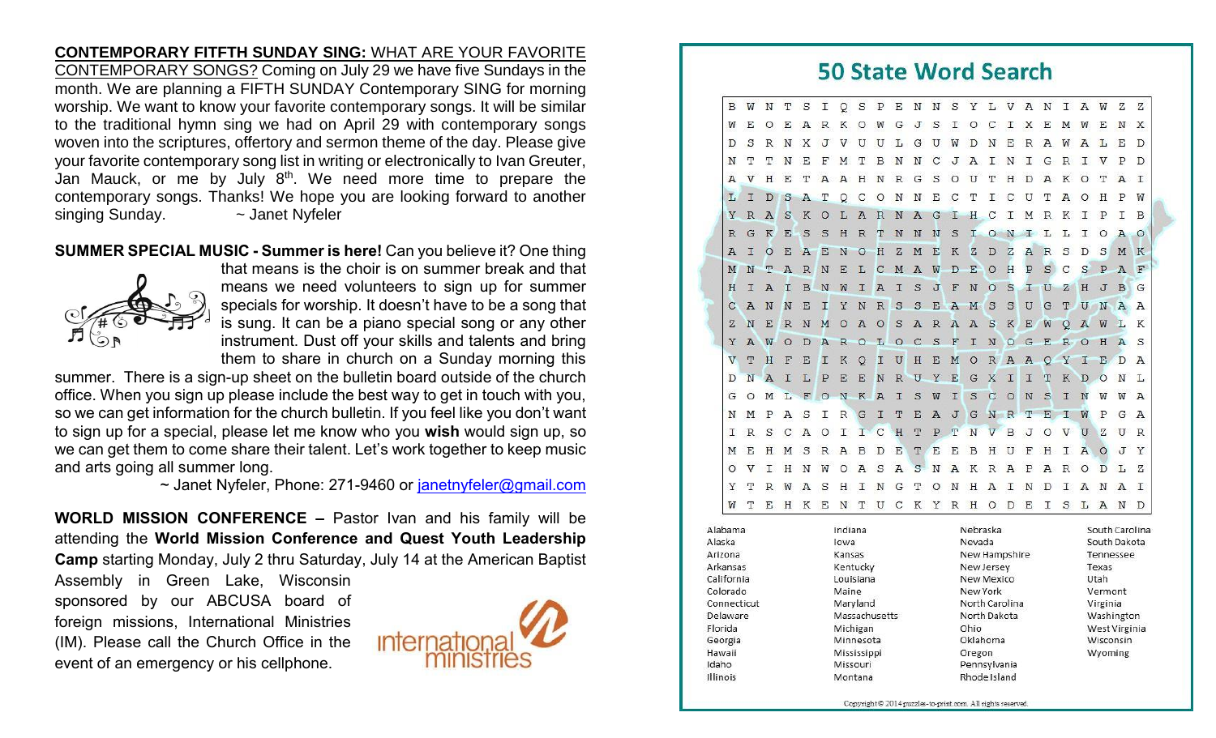**CONTEMPORARY FITFTH SUNDAY SING:** WHAT ARE YOUR FAVORITE CONTEMPORARY SONGS? Coming on July 29 we have five Sundays in the month. We are planning a FIFTH SUNDAY Contemporary SING for morning worship. We want to know your favorite contemporary songs. It will be similar to the traditional hymn sing we had on April 29 with contemporary songs woven into the scriptures, offertory and sermon theme of the day. Please give your favorite contemporary song list in writing or electronically to Ivan Greuter, Jan Mauck, or me by July 8th. We need more time to prepare the contemporary songs. Thanks! We hope you are looking forward to another singing Sunday. ~ Janet Nyfeler

**SUMMER SPECIAL MUSIC - Summer is here!** Can you believe it? One thing that means is the choir is on summer break and that means we need volunteers to sign up for summer specials for worship. It doesn't have to be a song that is sung. It can be a piano special song or any other instrument. Dust off your skills and talents and bring them to share in church on a Sunday morning this summer. There is a sign-up sheet on the bulletin board outside of the church office. When you sign up please include the best way to get in touch with you, so we can get information for the church bulletin. If you feel like you don't want to sign up for a special, please let me know who you **wish** would sign up, so we can get them to come share their talent. Let's work together to keep music and arts going all summer long.

~ Janet Nyfeler, Phone: 271-9460 or janetnyfeler@gmail.com

**WORLD MISSION CONFERENCE –** Pastor Ivan and his family will be attending the **World Mission Conference and Quest Youth Leadership Camp** starting Monday, July 2 thru Saturday, July 14 at the American Baptist Assembly in Green Lake, Wisconsin sponsored by our ABCUSA board of foreign missions, International Ministries (IM). Please call the Church Office in the event of an emergency or his cellphone.

## 50 State Word Search

```
B W N T S I Q S P E N N S Y L V A N I A W Z Z
W E O E A R K O W G J S I O C I X E M W E N X
D S R N X J V U U L G U W D N E R A W A L E D
N T T N E F M T B N N C J A I N I G R I V P D
A V H E T A A H N R G S O U T H D A K O T A I
L I D S A T Q C O N N E C T I C U T A O H P W
Y R A S K O L A R N A G I H C I M R K I P I B
R G K E S S H R T N N N S I O N I L L I O A O
A I O E A E N O H Z M E K Z D Z A R S D S M K
M N T A R N E L C M A W D E O H P S C S P A F
H I A I B N W I A I S J F N O S I U Z H J B G
C A N N E I Y N R S S E A M S S U G T U N A A
Z N E R N M O A O S A R A A S K E W Q A W L K
Y A W O D A R O L O C S F I N O G E R O H A S
V T H F E I K Q I U H E M O R A A Q Y I E D A
D N A I L P E E N R U Y E G X I I T K D O N L
G O M L F O N K A I S W I S C O N S I N W W A
N M P A S I R G I T E A J G N R T E I W P G A
I R S C A O I I C H T P T N V B J O V U Z U R
M E H M S R A B D E T E E B H U F H I A O J Y
O V I H N W O A S A S N A K R A P A R O D L Z
Y T R W A S H I N G T O N H A I N D I A N A I
W T E H K E N T U C K Y R H O D E I S L A N D
```

| | | | |
|---|---|---|---|
| Alabama | Indiana | Nebraska | South Carolina |
| Alaska | Iowa | Nevada | South Dakota |
| Arizona | Kansas | New Hampshire | Tennessee |
| Arkansas | Kentucky | New Jersey | Texas |
| California | Louisiana | New Mexico | Utah |
| Colorado | Maine | New York | Vermont |
| Connecticut | Maryland | North Carolina | Virginia |
| Delaware | Massachusetts | North Dakota | Washington |
| Florida | Michigan | Ohio | West Virginia |
| Georgia | Minnesota | Oklahoma | Wisconsin |
| Hawaii | Mississippi | Oregon | Wyoming |
| Idaho | Missouri | Pennsylvania | |
| Illinois | Montana | Rhode Island | |

Copyright© 2014 puzzles-to-print.com. All rights reserved.